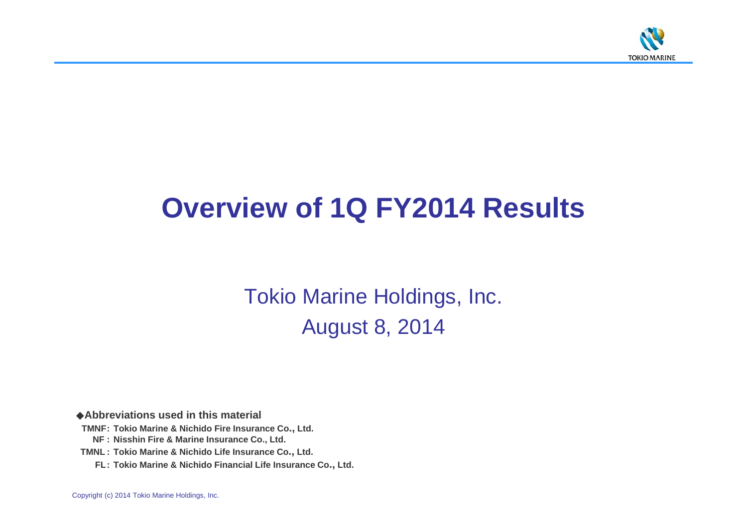# Overview of 1Q FY2014 Results

Tokio Marine Holdings, Inc.
August 8, 2014

◆**Abbreviations used in this material**

**TMNF: Tokio Marine & Nichido Fire Insurance Co., Ltd.**
**NF : Nisshin Fire & Marine Insurance Co., Ltd.**
**TMNL : Tokio Marine & Nichido Life Insurance Co., Ltd.**
**FL: Tokio Marine & Nichido Financial Life Insurance Co., Ltd.**

Copyright (c) 2014 Tokio Marine Holdings, Inc.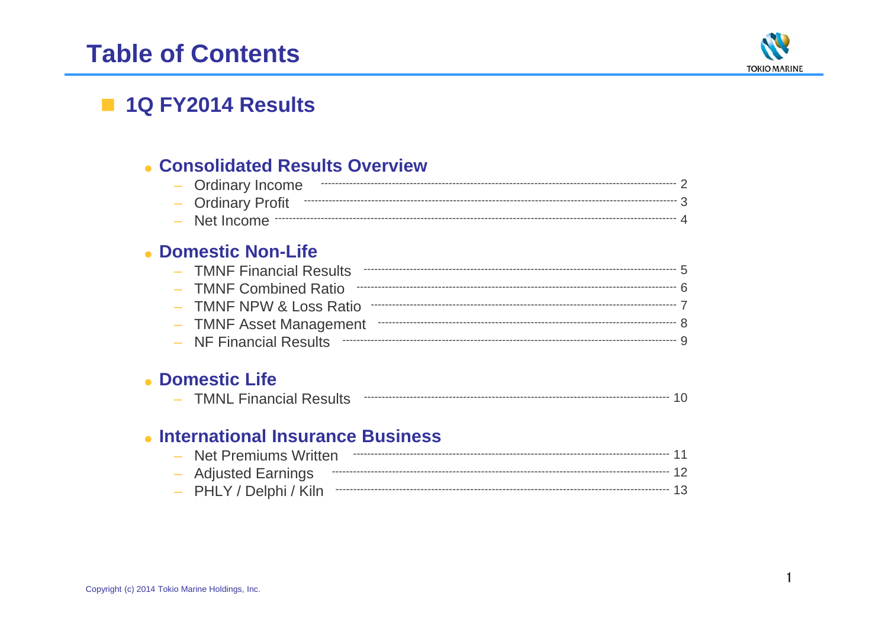# Table of Contents

## 1Q FY2014 Results

### Consolidated Results Overview

- Ordinary Income ---------- 2
- Ordinary Profit ---------- 3
- Net Income ---------- 4

### Domestic Non-Life

- TMNF Financial Results ---------- 5
- TMNF Combined Ratio ---------- 6
- TMNF NPW & Loss Ratio ---------- 7
- TMNF Asset Management ---------- 8
- NF Financial Results ---------- 9

### Domestic Life

- TMNL Financial Results ---------- 10

### International Insurance Business

- Net Premiums Written ---------- 11
- Adjusted Earnings ---------- 12
- PHLY / Delphi / Kiln ---------- 13

Copyright (c) 2014 Tokio Marine Holdings, Inc.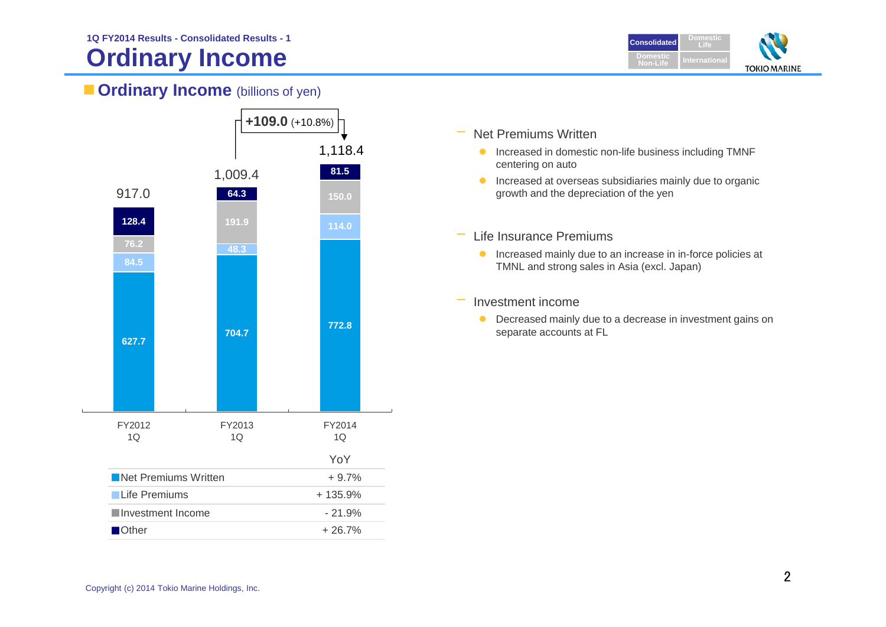1Q FY2014 Results - Consolidated Results - 1

# Ordinary Income

## Ordinary Income (billions of yen)

| | FY2012 1Q | FY2013 1Q | FY2014 1Q |
|---|---|---|---|
| Net Premiums Written | 627.7 | 704.7 | 772.8 |
| Life Premiums | 84.5 | 48.3 | 114.0 |
| Investment Income | 76.2 | 191.9 | 150.0 |
| Other | 128.4 | 64.3 | 81.5 |
| Total | 917.0 | 1,009.4 | 1,118.4 |

+109.0 (+10.8%)

| | YoY |
|---|---|
| Net Premiums Written | + 9.7% |
| Life Premiums | + 135.9% |
| Investment Income | - 21.9% |
| Other | + 26.7% |

- Net Premiums Written
  - Increased in domestic non-life business including TMNF centering on auto
  - Increased at overseas subsidiaries mainly due to organic growth and the depreciation of the yen
- Life Insurance Premiums
  - Increased mainly due to an increase in in-force policies at TMNL and strong sales in Asia (excl. Japan)
- Investment income
  - Decreased mainly due to a decrease in investment gains on separate accounts at FL

Copyright (c) 2014 Tokio Marine Holdings, Inc.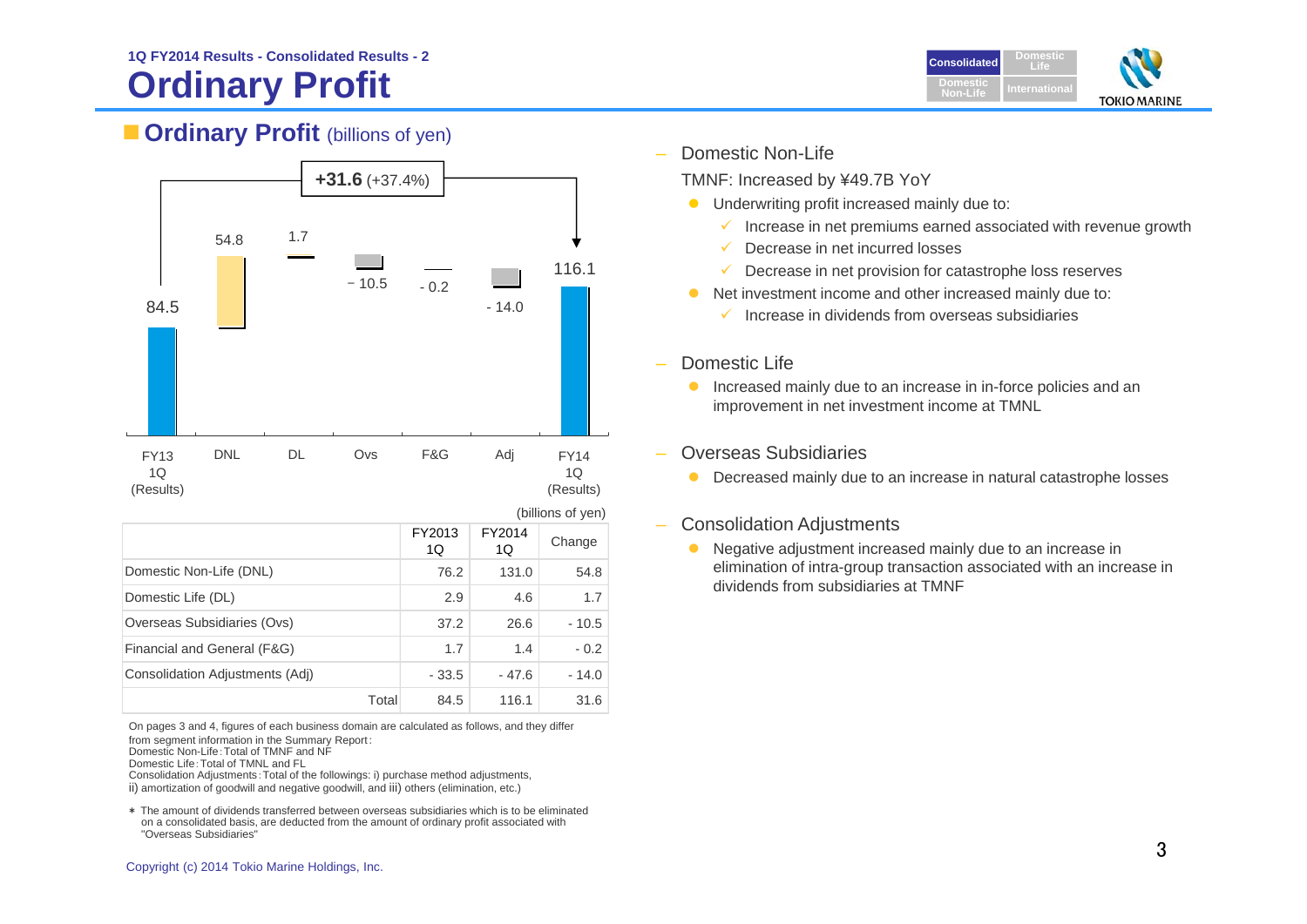1Q FY2014 Results - Consolidated Results - 2

# Ordinary Profit

## Ordinary Profit (billions of yen)

+31.6 (+37.4%)

| FY13 1Q (Results) | DNL | DL | Ovs | F&G | Adj | FY14 1Q (Results) |
|---|---|---|---|---|---|---|
| 84.5 | 54.8 | 1.7 | − 10.5 | - 0.2 | - 14.0 | 116.1 |

(billions of yen)

| | FY2013 1Q | FY2014 1Q | Change |
|---|---|---|---|
| Domestic Non-Life (DNL) | 76.2 | 131.0 | 54.8 |
| Domestic Life (DL) | 2.9 | 4.6 | 1.7 |
| Overseas Subsidiaries (Ovs) | 37.2 | 26.6 | - 10.5 |
| Financial and General (F&G) | 1.7 | 1.4 | - 0.2 |
| Consolidation Adjustments (Adj) | - 33.5 | - 47.6 | - 14.0 |
| Total | 84.5 | 116.1 | 31.6 |

On pages 3 and 4, figures of each business domain are calculated as follows, and they differ from segment information in the Summary Report:
Domestic Non-Life: Total of TMNF and NF
Domestic Life: Total of TMNL and FL
Consolidation Adjustments: Total of the followings: i) purchase method adjustments, ii) amortization of goodwill and negative goodwill, and iii) others (elimination, etc.)

* The amount of dividends transferred between overseas subsidiaries which is to be eliminated on a consolidated basis, are deducted from the amount of ordinary profit associated with "Overseas Subsidiaries"

– Domestic Non-Life

TMNF: Increased by ¥49.7B YoY

- Underwriting profit increased mainly due to:
  - ✓ Increase in net premiums earned associated with revenue growth
  - ✓ Decrease in net incurred losses
  - ✓ Decrease in net provision for catastrophe loss reserves
- Net investment income and other increased mainly due to:
  - ✓ Increase in dividends from overseas subsidiaries

– Domestic Life

- Increased mainly due to an increase in in-force policies and an improvement in net investment income at TMNL

– Overseas Subsidiaries

- Decreased mainly due to an increase in natural catastrophe losses

– Consolidation Adjustments

- Negative adjustment increased mainly due to an increase in elimination of intra-group transaction associated with an increase in dividends from subsidiaries at TMNF

Copyright (c) 2014 Tokio Marine Holdings, Inc.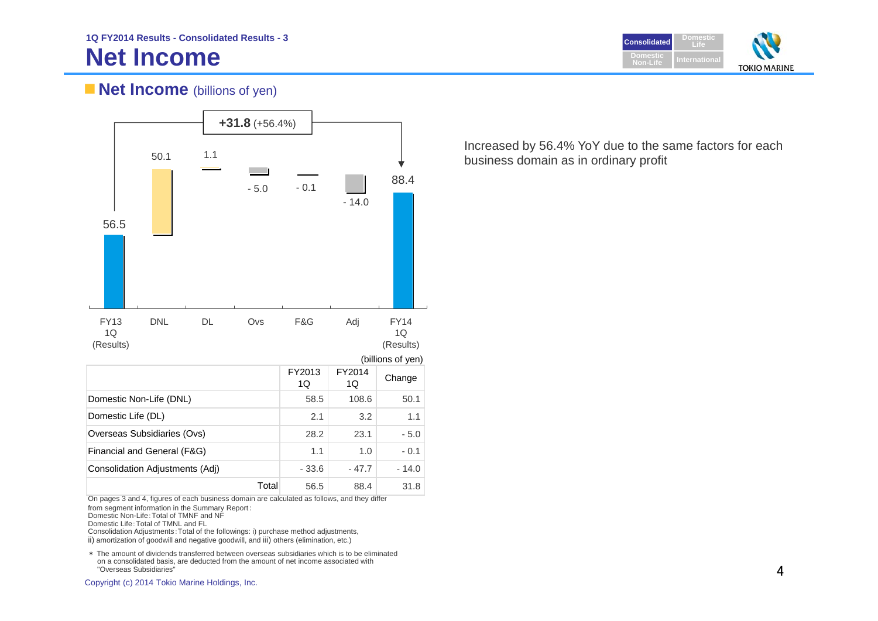1Q FY2014 Results - Consolidated Results - 3

# Net Income

## Net Income (billions of yen)

+31.8 (+56.4%)

| FY13 1Q (Results) | DNL | DL | Ovs | F&G | Adj | FY14 1Q (Results) |
|---|---|---|---|---|---|---|
| 56.5 | 50.1 | 1.1 | - 5.0 | - 0.1 | - 14.0 | 88.4 |

Increased by 56.4% YoY due to the same factors for each business domain as in ordinary profit

(billions of yen)

| | FY2013 1Q | FY2014 1Q | Change |
|---|---|---|---|
| Domestic Non-Life (DNL) | 58.5 | 108.6 | 50.1 |
| Domestic Life (DL) | 2.1 | 3.2 | 1.1 |
| Overseas Subsidiaries (Ovs) | 28.2 | 23.1 | - 5.0 |
| Financial and General (F&G) | 1.1 | 1.0 | - 0.1 |
| Consolidation Adjustments (Adj) | - 33.6 | - 47.7 | - 14.0 |
| Total | 56.5 | 88.4 | 31.8 |

On pages 3 and 4, figures of each business domain are calculated as follows, and they differ from segment information in the Summary Report:
Domestic Non-Life: Total of TMNF and NF
Domestic Life: Total of TMNL and FL
Consolidation Adjustments: Total of the followings: i) purchase method adjustments, ii) amortization of goodwill and negative goodwill, and iii) others (elimination, etc.)

* The amount of dividends transferred between overseas subsidiaries which is to be eliminated on a consolidated basis, are deducted from the amount of net income associated with "Overseas Subsidiaries"

Copyright (c) 2014 Tokio Marine Holdings, Inc.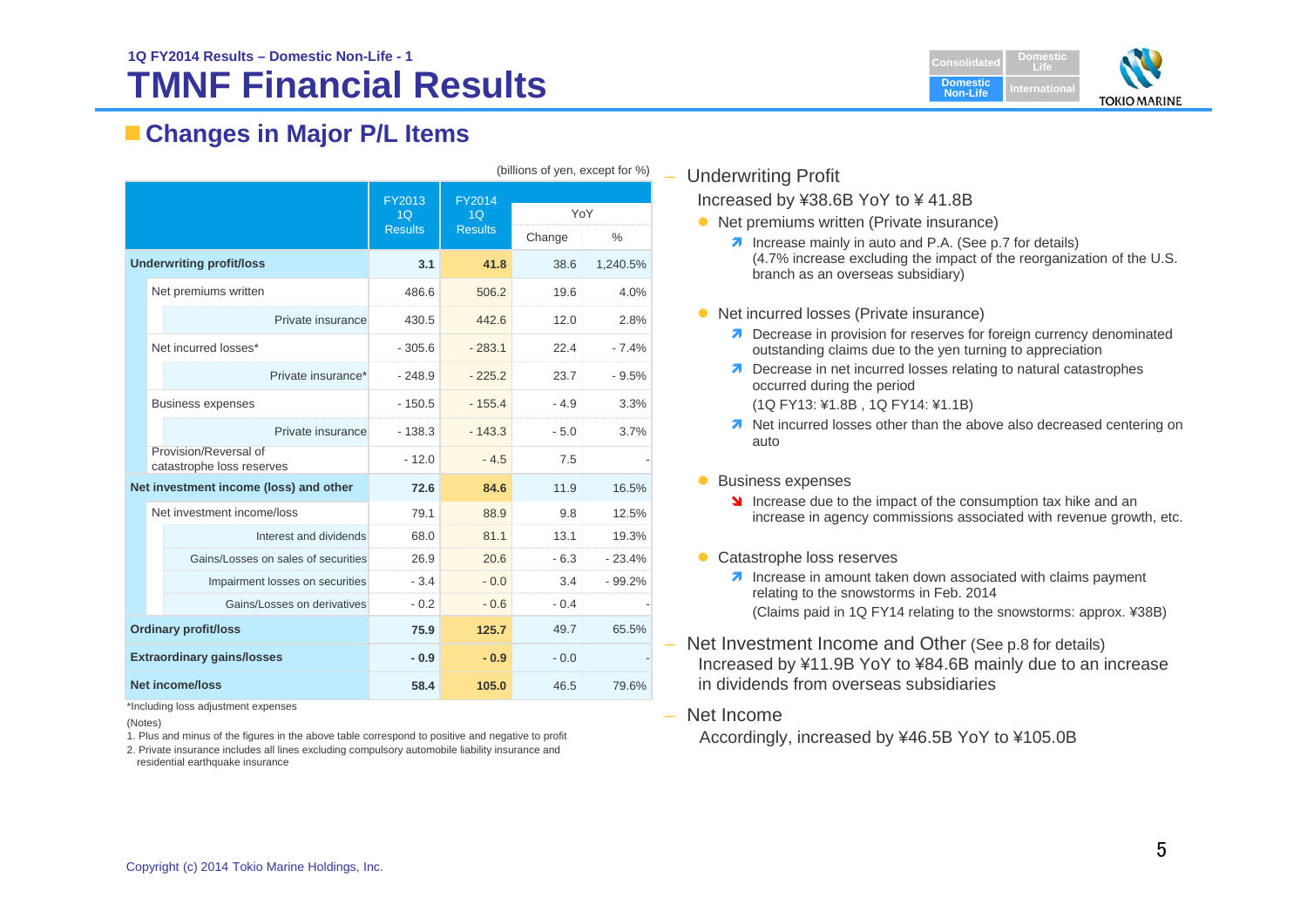1Q FY2014 Results – Domestic Non-Life - 1

# TMNF Financial Results

## Changes in Major P/L Items

(billions of yen, except for %)

| | FY2013 1Q Results | FY2014 1Q Results | YoY Change | YoY % |
|---|---|---|---|---|
| **Underwriting profit/loss** | **3.1** | **41.8** | 38.6 | 1,240.5% |
| Net premiums written | 486.6 | 506.2 | 19.6 | 4.0% |
| Private insurance | 430.5 | 442.6 | 12.0 | 2.8% |
| Net incurred losses* | - 305.6 | - 283.1 | 22.4 | - 7.4% |
| Private insurance* | - 248.9 | - 225.2 | 23.7 | - 9.5% |
| Business expenses | - 150.5 | - 155.4 | - 4.9 | 3.3% |
| Private insurance | - 138.3 | - 143.3 | - 5.0 | 3.7% |
| Provision/Reversal of catastrophe loss reserves | - 12.0 | - 4.5 | 7.5 | - |
| **Net investment income (loss) and other** | **72.6** | **84.6** | 11.9 | 16.5% |
| Net investment income/loss | 79.1 | 88.9 | 9.8 | 12.5% |
| Interest and dividends | 68.0 | 81.1 | 13.1 | 19.3% |
| Gains/Losses on sales of securities | 26.9 | 20.6 | - 6.3 | - 23.4% |
| Impairment losses on securities | - 3.4 | - 0.0 | 3.4 | - 99.2% |
| Gains/Losses on derivatives | - 0.2 | - 0.6 | - 0.4 | - |
| **Ordinary profit/loss** | **75.9** | **125.7** | 49.7 | 65.5% |
| **Extraordinary gains/losses** | **- 0.9** | **- 0.9** | - 0.0 | - |
| **Net income/loss** | **58.4** | **105.0** | 46.5 | 79.6% |

*Including loss adjustment expenses

(Notes)

1. Plus and minus of the figures in the above table correspond to positive and negative to profit
2. Private insurance includes all lines excluding compulsory automobile liability insurance and residential earthquake insurance

- Underwriting Profit

  Increased by ¥38.6B YoY to ¥ 41.8B

  - Net premiums written (Private insurance)
    - Increase mainly in auto and P.A. (See p.7 for details) (4.7% increase excluding the impact of the reorganization of the U.S. branch as an overseas subsidiary)
  - Net incurred losses (Private insurance)
    - Decrease in provision for reserves for foreign currency denominated outstanding claims due to the yen turning to appreciation
    - Decrease in net incurred losses relating to natural catastrophes occurred during the period
      (1Q FY13: ¥1.8B , 1Q FY14: ¥1.1B)
    - Net incurred losses other than the above also decreased centering on auto
  - Business expenses
    - Increase due to the impact of the consumption tax hike and an increase in agency commissions associated with revenue growth, etc.
  - Catastrophe loss reserves
    - Increase in amount taken down associated with claims payment relating to the snowstorms in Feb. 2014
      (Claims paid in 1Q FY14 relating to the snowstorms: approx. ¥38B)

- Net Investment Income and Other (See p.8 for details)

  Increased by ¥11.9B YoY to ¥84.6B mainly due to an increase in dividends from overseas subsidiaries

- Net Income

  Accordingly, increased by ¥46.5B YoY to ¥105.0B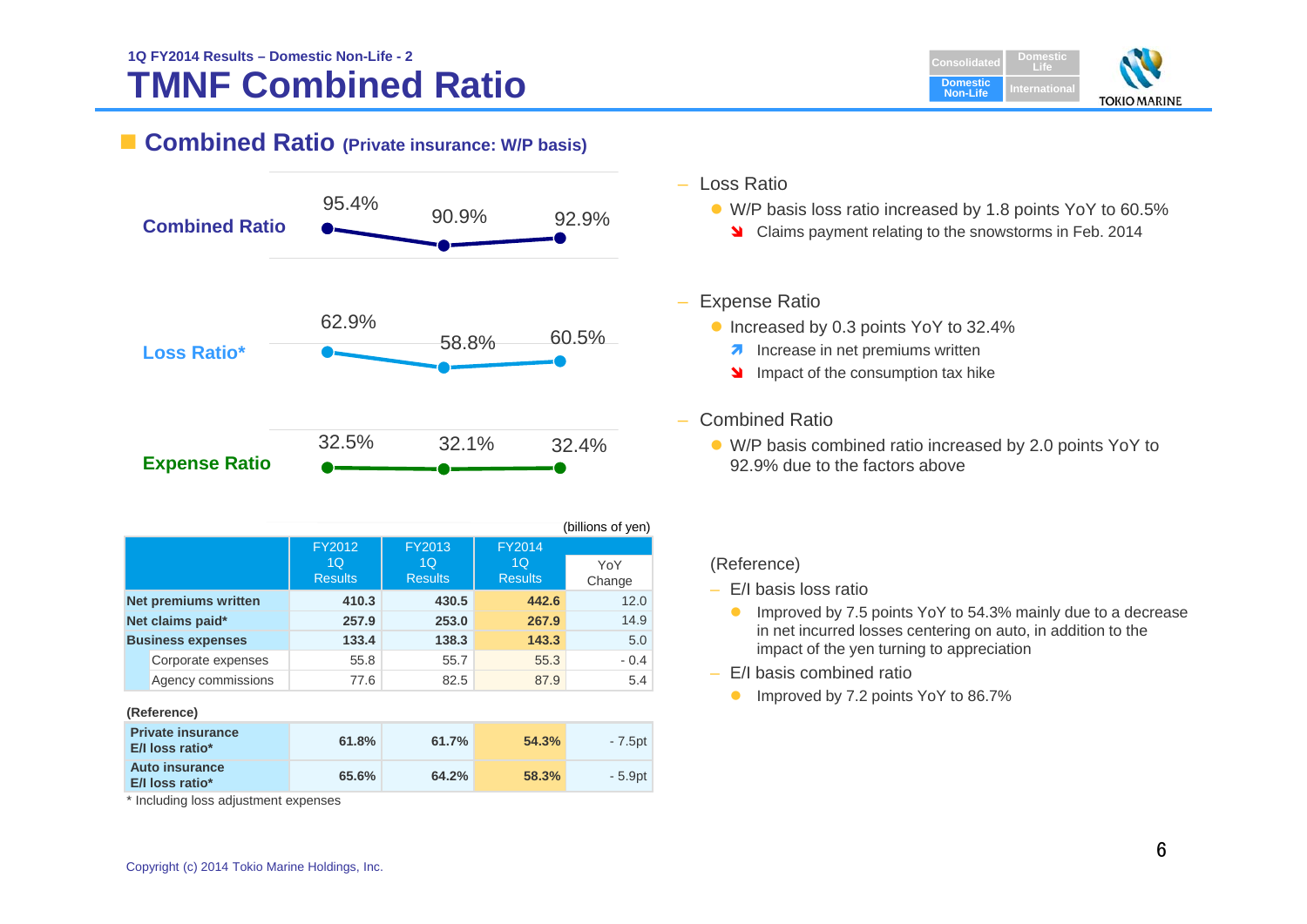1Q FY2014 Results – Domestic Non-Life - 2

# TMNF Combined Ratio

## Combined Ratio (Private insurance: W/P basis)

| | FY2012 1Q | FY2013 1Q | FY2014 1Q |
|---|---|---|---|
| Combined Ratio | 95.4% | 90.9% | 92.9% |
| Loss Ratio* | 62.9% | 58.8% | 60.5% |
| Expense Ratio | 32.5% | 32.1% | 32.4% |

(billions of yen)

| | FY2012 1Q Results | FY2013 1Q Results | FY2014 1Q Results | YoY Change |
|---|---|---|---|---|
| **Net premiums written** | 410.3 | 430.5 | 442.6 | 12.0 |
| **Net claims paid*** | 257.9 | 253.0 | 267.9 | 14.9 |
| **Business expenses** | 133.4 | 138.3 | 143.3 | 5.0 |
| Corporate expenses | 55.8 | 55.7 | 55.3 | - 0.4 |
| Agency commissions | 77.6 | 82.5 | 87.9 | 5.4 |

**(Reference)**

| | FY2012 1Q Results | FY2013 1Q Results | FY2014 1Q Results | YoY Change |
|---|---|---|---|---|
| **Private insurance E/I loss ratio*** | 61.8% | 61.7% | 54.3% | - 7.5pt |
| **Auto insurance E/I loss ratio*** | 65.6% | 64.2% | 58.3% | - 5.9pt |

\* Including loss adjustment expenses

- Loss Ratio
  - W/P basis loss ratio increased by 1.8 points YoY to 60.5%
    - ↘ Claims payment relating to the snowstorms in Feb. 2014
- Expense Ratio
  - Increased by 0.3 points YoY to 32.4%
    - ↗ Increase in net premiums written
    - ↘ Impact of the consumption tax hike
- Combined Ratio
  - W/P basis combined ratio increased by 2.0 points YoY to 92.9% due to the factors above

(Reference)

- E/I basis loss ratio
  - Improved by 7.5 points YoY to 54.3% mainly due to a decrease in net incurred losses centering on auto, in addition to the impact of the yen turning to appreciation
- E/I basis combined ratio
  - Improved by 7.2 points YoY to 86.7%

Copyright (c) 2014 Tokio Marine Holdings, Inc.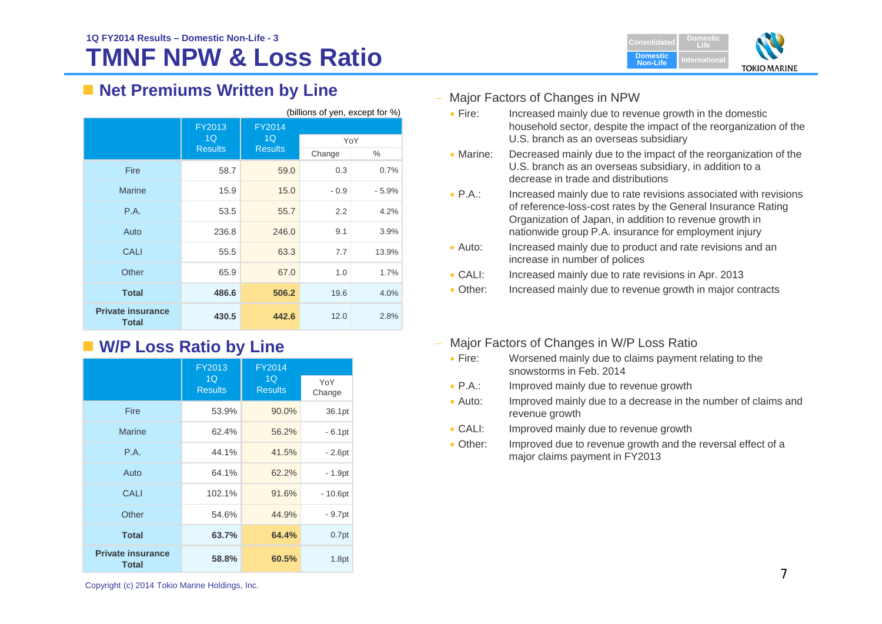1Q FY2014 Results – Domestic Non-Life - 3

# TMNF NPW & Loss Ratio

## Net Premiums Written by Line

(billions of yen, except for %)

| | FY2013 1Q Results | FY2014 1Q Results | YoY | |
|---|---|---|---|---|
| | | | Change | % |
| Fire | 58.7 | 59.0 | 0.3 | 0.7% |
| Marine | 15.9 | 15.0 | - 0.9 | - 5.9% |
| P.A. | 53.5 | 55.7 | 2.2 | 4.2% |
| Auto | 236.8 | 246.0 | 9.1 | 3.9% |
| CALI | 55.5 | 63.3 | 7.7 | 13.9% |
| Other | 65.9 | 67.0 | 1.0 | 1.7% |
| **Total** | **486.6** | **506.2** | 19.6 | 4.0% |
| **Private insurance Total** | **430.5** | **442.6** | 12.0 | 2.8% |

- Major Factors of Changes in NPW
  - Fire: Increased mainly due to revenue growth in the domestic household sector, despite the impact of the reorganization of the U.S. branch as an overseas subsidiary
  - Marine: Decreased mainly due to the impact of the reorganization of the U.S. branch as an overseas subsidiary, in addition to a decrease in trade and distributions
  - P.A.: Increased mainly due to rate revisions associated with revisions of reference-loss-cost rates by the General Insurance Rating Organization of Japan, in addition to revenue growth in nationwide group P.A. insurance for employment injury
  - Auto: Increased mainly due to product and rate revisions and an increase in number of polices
  - CALI: Increased mainly due to rate revisions in Apr. 2013
  - Other: Increased mainly due to revenue growth in major contracts

## W/P Loss Ratio by Line

| | FY2013 1Q Results | FY2014 1Q Results | YoY Change |
|---|---|---|---|
| Fire | 53.9% | 90.0% | 36.1pt |
| Marine | 62.4% | 56.2% | - 6.1pt |
| P.A. | 44.1% | 41.5% | - 2.6pt |
| Auto | 64.1% | 62.2% | - 1.9pt |
| CALI | 102.1% | 91.6% | - 10.6pt |
| Other | 54.6% | 44.9% | - 9.7pt |
| **Total** | **63.7%** | **64.4%** | 0.7pt |
| **Private insurance Total** | **58.8%** | **60.5%** | 1.8pt |

- Major Factors of Changes in W/P Loss Ratio
  - Fire: Worsened mainly due to claims payment relating to the snowstorms in Feb. 2014
  - P.A.: Improved mainly due to revenue growth
  - Auto: Improved mainly due to a decrease in the number of claims and revenue growth
  - CALI: Improved mainly due to revenue growth
  - Other: Improved due to revenue growth and the reversal effect of a major claims payment in FY2013

Copyright (c) 2014 Tokio Marine Holdings, Inc.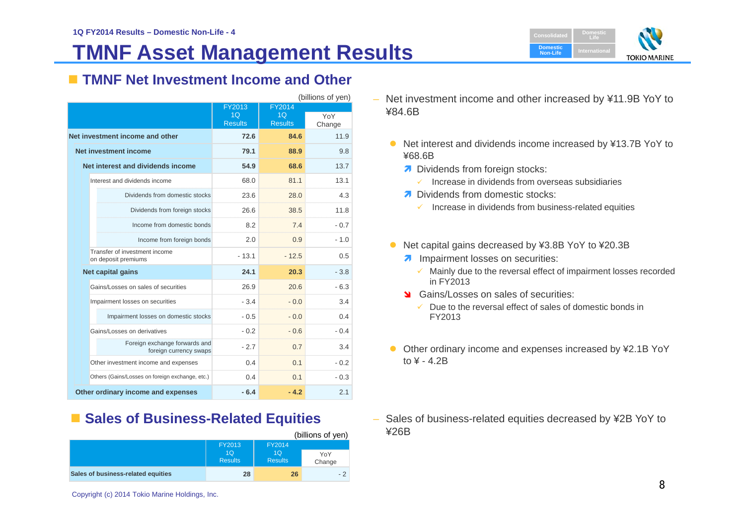# TMNF Asset Management Results

## TMNF Net Investment Income and Other

(billions of yen)

| | FY2013 1Q Results | FY2014 1Q Results | YoY Change |
|---|---|---|---|
| **Net investment income and other** | **72.6** | **84.6** | 11.9 |
| **Net investment income** | **79.1** | **88.9** | 9.8 |
| **Net interest and dividends income** | **54.9** | **68.6** | 13.7 |
| Interest and dividends income | 68.0 | 81.1 | 13.1 |
| Dividends from domestic stocks | 23.6 | 28.0 | 4.3 |
| Dividends from foreign stocks | 26.6 | 38.5 | 11.8 |
| Income from domestic bonds | 8.2 | 7.4 | - 0.7 |
| Income from foreign bonds | 2.0 | 0.9 | - 1.0 |
| Transfer of investment income on deposit premiums | - 13.1 | - 12.5 | 0.5 |
| **Net capital gains** | **24.1** | **20.3** | - 3.8 |
| Gains/Losses on sales of securities | 26.9 | 20.6 | - 6.3 |
| Impairment losses on securities | - 3.4 | - 0.0 | 3.4 |
| Impairment losses on domestic stocks | - 0.5 | - 0.0 | 0.4 |
| Gains/Losses on derivatives | - 0.2 | - 0.6 | - 0.4 |
| Foreign exchange forwards and foreign currency swaps | - 2.7 | 0.7 | 3.4 |
| Other investment income and expenses | 0.4 | 0.1 | - 0.2 |
| Others (Gains/Losses on foreign exchange, etc.) | 0.4 | 0.1 | - 0.3 |
| **Other ordinary income and expenses** | **- 6.4** | **- 4.2** | 2.1 |

- Net investment income and other increased by ¥11.9B YoY to ¥84.6B
  - Net interest and dividends income increased by ¥13.7B YoY to ¥68.6B
    - ↗ Dividends from foreign stocks:
      - ✓ Increase in dividends from overseas subsidiaries
    - ↗ Dividends from domestic stocks:
      - ✓ Increase in dividends from business-related equities
  - Net capital gains decreased by ¥3.8B YoY to ¥20.3B
    - ↗ Impairment losses on securities:
      - ✓ Mainly due to the reversal effect of impairment losses recorded in FY2013
    - ↘ Gains/Losses on sales of securities:
      - ✓ Due to the reversal effect of sales of domestic bonds in FY2013
  - Other ordinary income and expenses increased by ¥2.1B YoY to ¥ - 4.2B

## Sales of Business-Related Equities

(billions of yen)

| | FY2013 1Q Results | FY2014 1Q Results | YoY Change |
|---|---|---|---|
| **Sales of business-related equities** | **28** | **26** | - 2 |

- Sales of business-related equities decreased by ¥2B YoY to ¥26B

Copyright (c) 2014 Tokio Marine Holdings, Inc.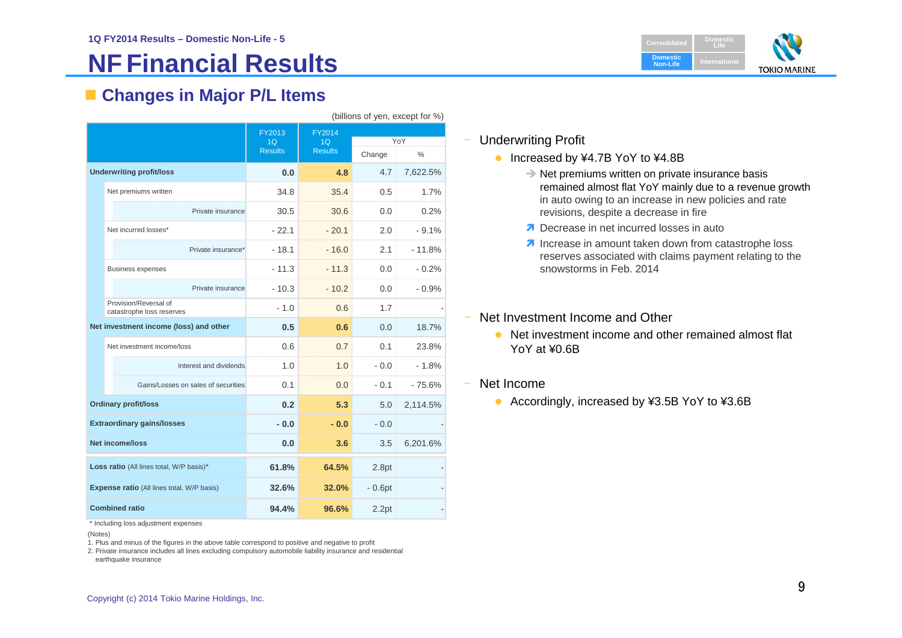1Q FY2014 Results – Domestic Non-Life - 5

# NF Financial Results

## Changes in Major P/L Items

(billions of yen, except for %)

| | FY2013 1Q Results | FY2014 1Q Results | YoY Change | YoY % |
|---|---|---|---|---|
| **Underwriting profit/loss** | **0.0** | **4.8** | 4.7 | 7,622.5% |
| Net premiums written | 34.8 | 35.4 | 0.5 | 1.7% |
| Private insurance | 30.5 | 30.6 | 0.0 | 0.2% |
| Net incurred losses* | - 22.1 | - 20.1 | 2.0 | - 9.1% |
| Private insurance* | - 18.1 | - 16.0 | 2.1 | - 11.8% |
| Business expenses | - 11.3 | - 11.3 | 0.0 | - 0.2% |
| Private insurance | - 10.3 | - 10.2 | 0.0 | - 0.9% |
| Provision/Reversal of catastrophe loss reserves | - 1.0 | 0.6 | 1.7 | - |
| **Net investment income (loss) and other** | **0.5** | **0.6** | 0.0 | 18.7% |
| Net investment income/loss | 0.6 | 0.7 | 0.1 | 23.8% |
| Interest and dividends | 1.0 | 1.0 | - 0.0 | - 1.8% |
| Gains/Losses on sales of securities | 0.1 | 0.0 | - 0.1 | - 75.6% |
| **Ordinary profit/loss** | **0.2** | **5.3** | 5.0 | 2,114.5% |
| **Extraordinary gains/losses** | **- 0.0** | **- 0.0** | - 0.0 | - |
| **Net income/loss** | **0.0** | **3.6** | 3.5 | 6,201.6% |
| **Loss ratio** (All lines total, W/P basis)* | **61.8%** | **64.5%** | 2.8pt | - |
| **Expense ratio** (All lines total, W/P basis) | **32.6%** | **32.0%** | - 0.6pt | - |
| **Combined ratio** | **94.4%** | **96.6%** | 2.2pt | - |

\* Including loss adjustment expenses

(Notes)

1. Plus and minus of the figures in the above table correspond to positive and negative to profit
2. Private insurance includes all lines excluding compulsory automobile liability insurance and residential earthquake insurance

- Underwriting Profit
  - Increased by ¥4.7B YoY to ¥4.8B
    - → Net premiums written on private insurance basis remained almost flat YoY mainly due to a revenue growth in auto owing to an increase in new policies and rate revisions, despite a decrease in fire
    - ↗ Decrease in net incurred losses in auto
    - ↗ Increase in amount taken down from catastrophe loss reserves associated with claims payment relating to the snowstorms in Feb. 2014
- Net Investment Income and Other
  - Net investment income and other remained almost flat YoY at ¥0.6B
- Net Income
  - Accordingly, increased by ¥3.5B YoY to ¥3.6B

Copyright (c) 2014 Tokio Marine Holdings, Inc.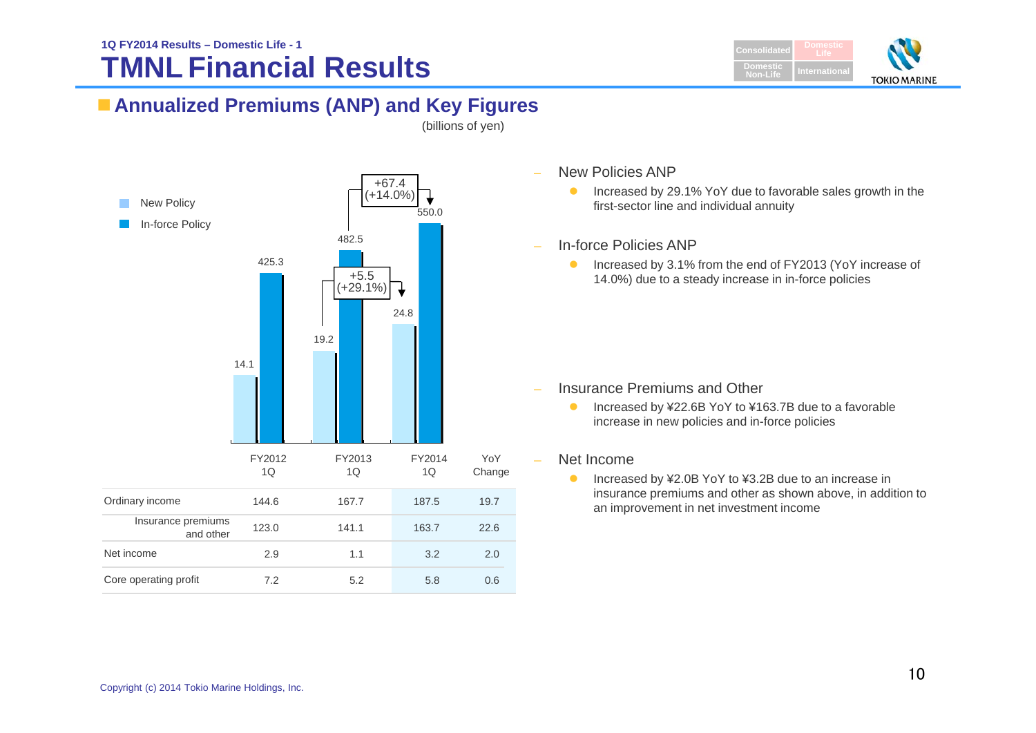1Q FY2014 Results – Domestic Life - 1

# TMNL Financial Results

## Annualized Premiums (ANP) and Key Figures

(billions of yen)

New Policy / In-force Policy

| | FY2012 1Q | FY2013 1Q | FY2014 1Q |
|---|---|---|---|
| New Policy | 14.1 | 19.2 | 24.8 |
| In-force Policy | 425.3 | 482.5 | 550.0 |

New Policy: +5.5 (+29.1%)
In-force Policy: +67.4 (+14.0%)

| | FY2012 1Q | FY2013 1Q | FY2014 1Q | YoY Change |
|---|---|---|---|---|
| Ordinary income | 144.6 | 167.7 | 187.5 | 19.7 |
| Insurance premiums and other | 123.0 | 141.1 | 163.7 | 22.6 |
| Net income | 2.9 | 1.1 | 3.2 | 2.0 |
| Core operating profit | 7.2 | 5.2 | 5.8 | 0.6 |

- New Policies ANP
  - Increased by 29.1% YoY due to favorable sales growth in the first-sector line and individual annuity
- In-force Policies ANP
  - Increased by 3.1% from the end of FY2013 (YoY increase of 14.0%) due to a steady increase in in-force policies
- Insurance Premiums and Other
  - Increased by ¥22.6B YoY to ¥163.7B due to a favorable increase in new policies and in-force policies
- Net Income
  - Increased by ¥2.0B YoY to ¥3.2B due to an increase in insurance premiums and other as shown above, in addition to an improvement in net investment income

Copyright (c) 2014 Tokio Marine Holdings, Inc.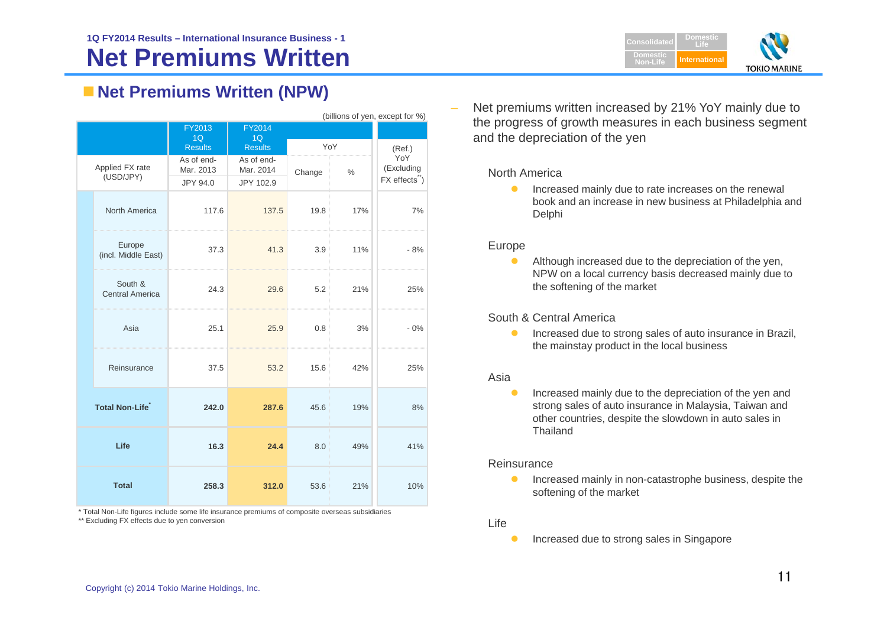1Q FY2014 Results – International Insurance Business - 1

# Net Premiums Written

## Net Premiums Written (NPW)

(billions of yen, except for %)

| | FY2013 1Q Results | FY2014 1Q Results | YoY | | (Ref.) YoY (Excluding FX effects**) |
|---|---|---|---|---|---|
| Applied FX rate (USD/JPY) | As of end-Mar. 2013 JPY 94.0 | As of end-Mar. 2014 JPY 102.9 | Change | % | |
| North America | 117.6 | 137.5 | 19.8 | 17% | 7% |
| Europe (incl. Middle East) | 37.3 | 41.3 | 3.9 | 11% | - 8% |
| South & Central America | 24.3 | 29.6 | 5.2 | 21% | 25% |
| Asia | 25.1 | 25.9 | 0.8 | 3% | - 0% |
| Reinsurance | 37.5 | 53.2 | 15.6 | 42% | 25% |
| **Total Non-Life*** | **242.0** | **287.6** | 45.6 | 19% | 8% |
| **Life** | **16.3** | **24.4** | 8.0 | 49% | 41% |
| **Total** | **258.3** | **312.0** | 53.6 | 21% | 10% |

\* Total Non-Life figures include some life insurance premiums of composite overseas subsidiaries

\*\* Excluding FX effects due to yen conversion

– Net premiums written increased by 21% YoY mainly due to the progress of growth measures in each business segment and the depreciation of the yen

North America

- Increased mainly due to rate increases on the renewal book and an increase in new business at Philadelphia and Delphi

Europe

- Although increased due to the depreciation of the yen, NPW on a local currency basis decreased mainly due to the softening of the market

South & Central America

- Increased due to strong sales of auto insurance in Brazil, the mainstay product in the local business

Asia

- Increased mainly due to the depreciation of the yen and strong sales of auto insurance in Malaysia, Taiwan and other countries, despite the slowdown in auto sales in Thailand

Reinsurance

- Increased mainly in non-catastrophe business, despite the softening of the market

Life

- Increased due to strong sales in Singapore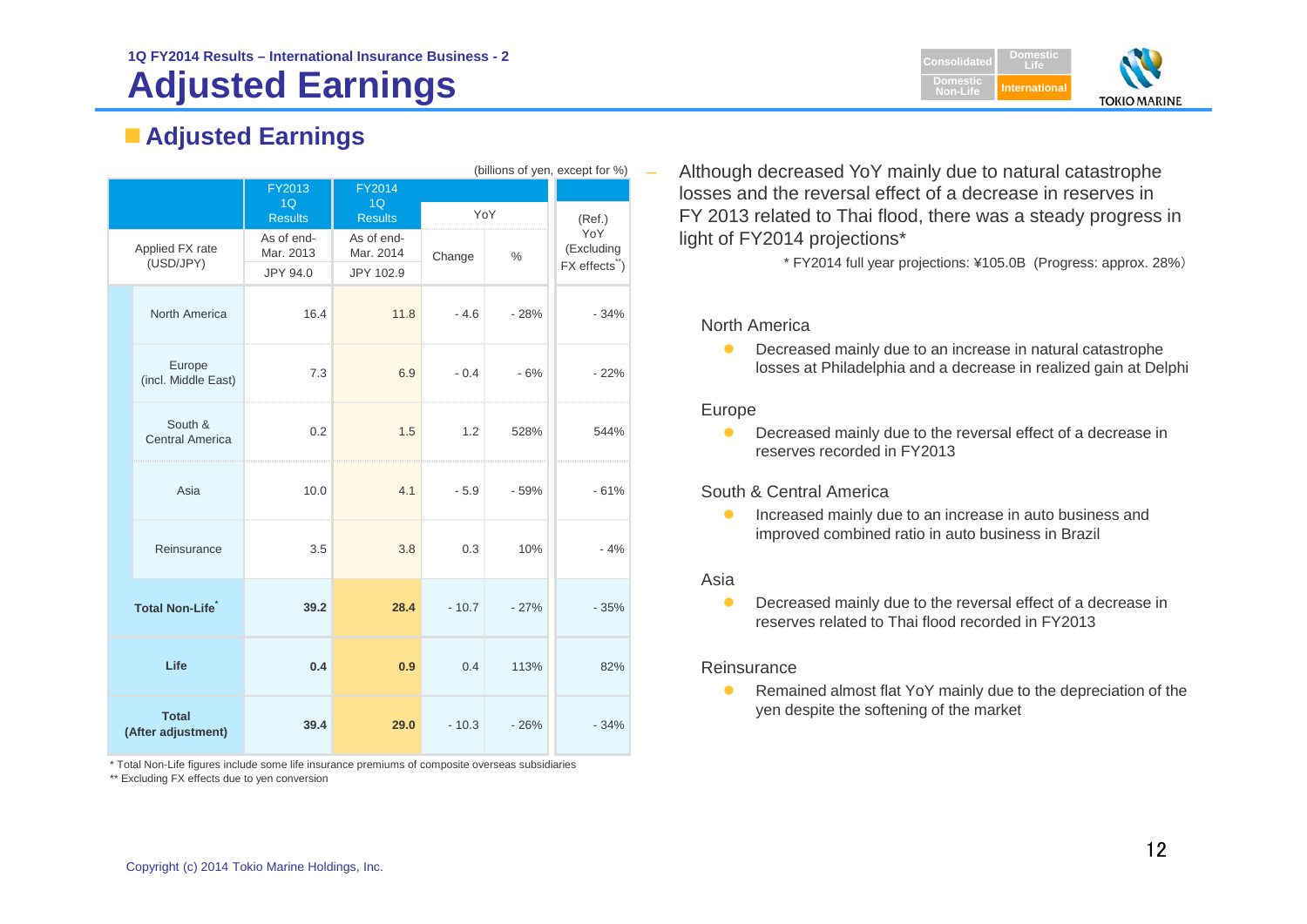1Q FY2014 Results – International Insurance Business - 2

# Adjusted Earnings

## Adjusted Earnings

(billions of yen, except for %)

| | | FY2013 1Q Results | FY2014 1Q Results | YoY | | (Ref.) YoY (Excluding FX effects**) |
|---|---|---|---|---|---|---|
| Applied FX rate (USD/JPY) | | As of end-Mar. 2013 JPY 94.0 | As of end-Mar. 2014 JPY 102.9 | Change | % | |
| | North America | 16.4 | 11.8 | - 4.6 | - 28% | - 34% |
| | Europe (incl. Middle East) | 7.3 | 6.9 | - 0.4 | - 6% | - 22% |
| | South & Central America | 0.2 | 1.5 | 1.2 | 528% | 544% |
| | Asia | 10.0 | 4.1 | - 5.9 | - 59% | - 61% |
| | Reinsurance | 3.5 | 3.8 | 0.3 | 10% | - 4% |
| **Total Non-Life*** | | **39.2** | **28.4** | - 10.7 | - 27% | - 35% |
| **Life** | | **0.4** | **0.9** | 0.4 | 113% | 82% |
| **Total (After adjustment)** | | **39.4** | **29.0** | - 10.3 | - 26% | - 34% |

* Total Non-Life figures include some life insurance premiums of composite overseas subsidiaries

** Excluding FX effects due to yen conversion

- Although decreased YoY mainly due to natural catastrophe losses and the reversal effect of a decrease in reserves in FY 2013 related to Thai flood, there was a steady progress in light of FY2014 projections*

  * FY2014 full year projections: ¥105.0B (Progress: approx. 28%)

North America

- Decreased mainly due to an increase in natural catastrophe losses at Philadelphia and a decrease in realized gain at Delphi

Europe

- Decreased mainly due to the reversal effect of a decrease in reserves recorded in FY2013

South & Central America

- Increased mainly due to an increase in auto business and improved combined ratio in auto business in Brazil

Asia

- Decreased mainly due to the reversal effect of a decrease in reserves related to Thai flood recorded in FY2013

Reinsurance

- Remained almost flat YoY mainly due to the depreciation of the yen despite the softening of the market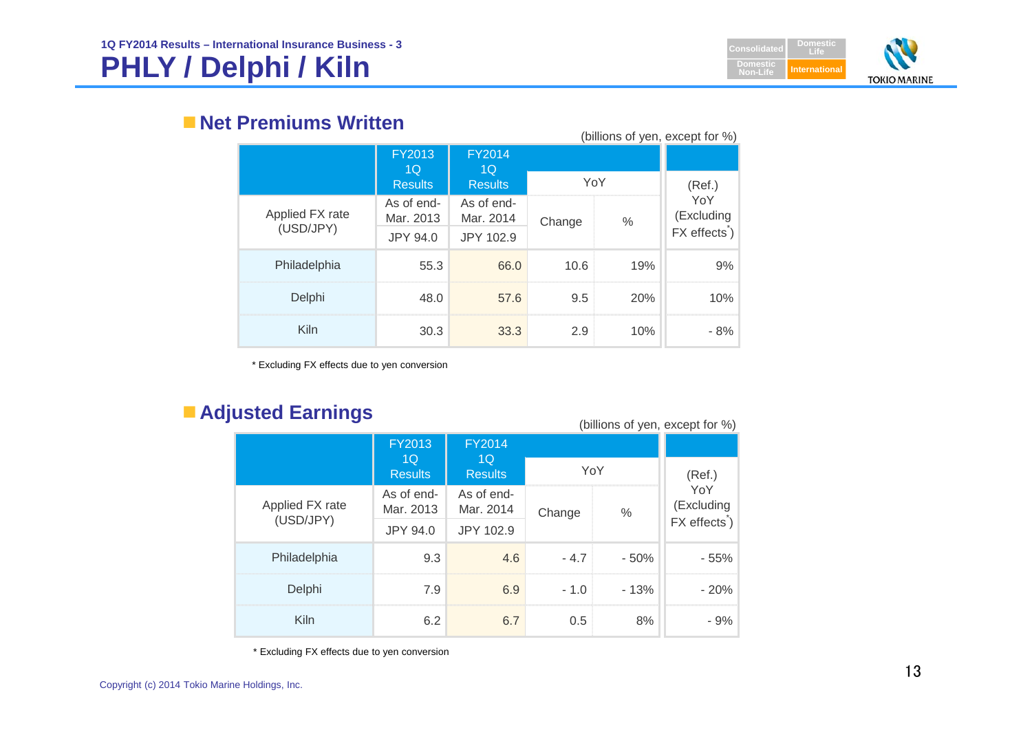1Q FY2014 Results – International Insurance Business - 3

# PHLY / Delphi / Kiln

## Net Premiums Written

(billions of yen, except for %)

| | FY2013 1Q Results | FY2014 1Q Results | YoY | | (Ref.) YoY (Excluding FX effects*) |
|---|---|---|---|---|---|
| Applied FX rate (USD/JPY) | As of end-Mar. 2013 JPY 94.0 | As of end-Mar. 2014 JPY 102.9 | Change | % | |
| Philadelphia | 55.3 | 66.0 | 10.6 | 19% | 9% |
| Delphi | 48.0 | 57.6 | 9.5 | 20% | 10% |
| Kiln | 30.3 | 33.3 | 2.9 | 10% | - 8% |

\* Excluding FX effects due to yen conversion

## Adjusted Earnings

(billions of yen, except for %)

| | FY2013 1Q Results | FY2014 1Q Results | YoY | | (Ref.) YoY (Excluding FX effects*) |
|---|---|---|---|---|---|
| Applied FX rate (USD/JPY) | As of end-Mar. 2013 JPY 94.0 | As of end-Mar. 2014 JPY 102.9 | Change | % | |
| Philadelphia | 9.3 | 4.6 | - 4.7 | - 50% | - 55% |
| Delphi | 7.9 | 6.9 | - 1.0 | - 13% | - 20% |
| Kiln | 6.2 | 6.7 | 0.5 | 8% | - 9% |

\* Excluding FX effects due to yen conversion

Copyright (c) 2014 Tokio Marine Holdings, Inc.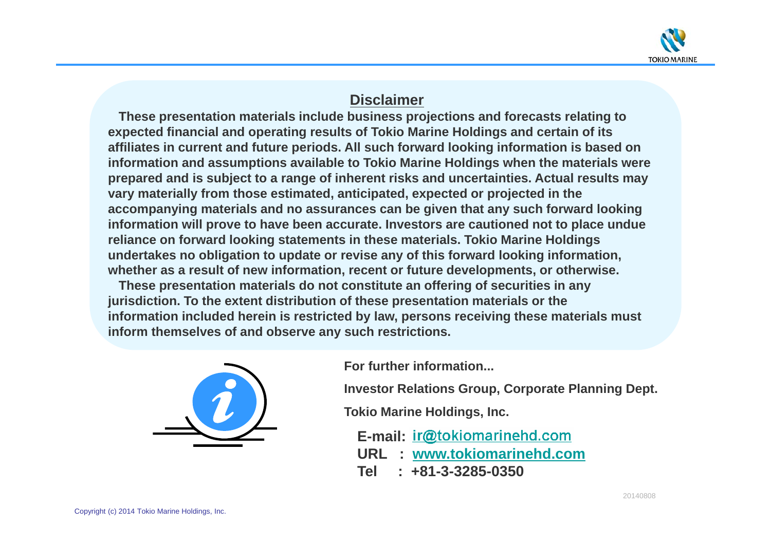## Disclaimer

These presentation materials include business projections and forecasts relating to expected financial and operating results of Tokio Marine Holdings and certain of its affiliates in current and future periods. All such forward looking information is based on information and assumptions available to Tokio Marine Holdings when the materials were prepared and is subject to a range of inherent risks and uncertainties. Actual results may vary materially from those estimated, anticipated, expected or projected in the accompanying materials and no assurances can be given that any such forward looking information will prove to have been accurate. Investors are cautioned not to place undue reliance on forward looking statements in these materials. Tokio Marine Holdings undertakes no obligation to update or revise any of this forward looking information, whether as a result of new information, recent or future developments, or otherwise.

These presentation materials do not constitute an offering of securities in any jurisdiction. To the extent distribution of these presentation materials or the information included herein is restricted by law, persons receiving these materials must inform themselves of and observe any such restrictions.

**For further information...**

**Investor Relations Group, Corporate Planning Dept.**

**Tokio Marine Holdings, Inc.**

**E-mail:** ir@tokiomarinehd.com
**URL :** www.tokiomarinehd.com
**Tel : +81-3-3285-0350**

20140808

Copyright (c) 2014 Tokio Marine Holdings, Inc.